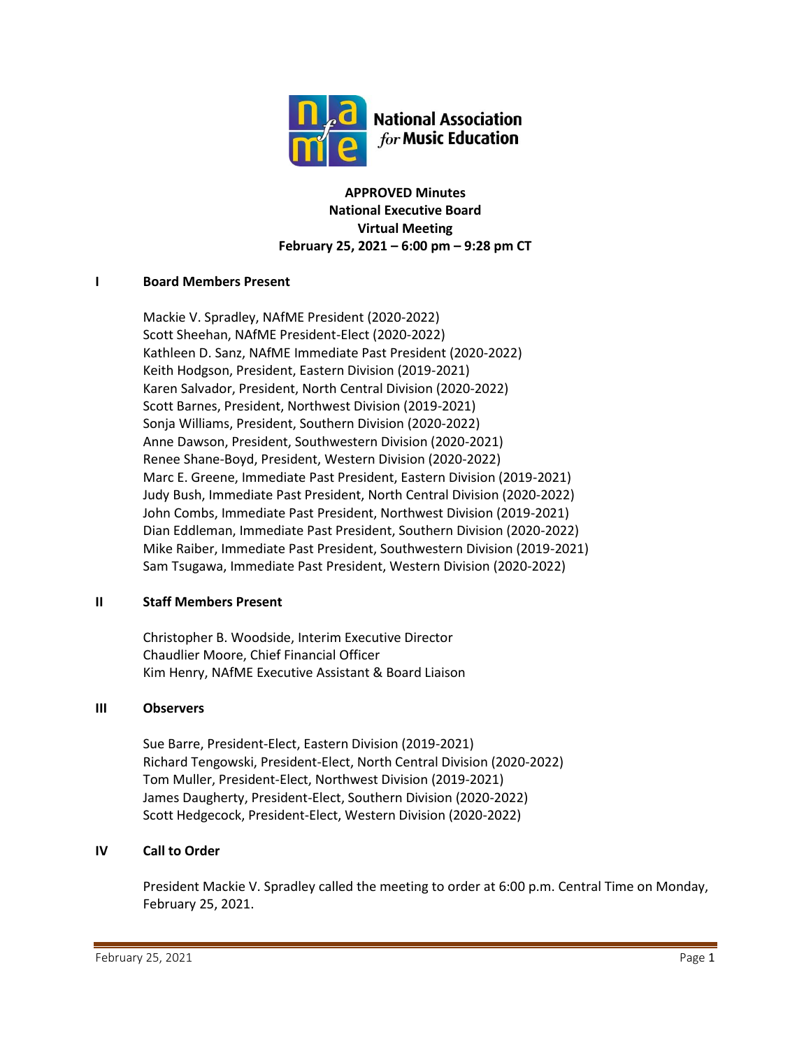National Association *for* Music Education

**APPROVED Minutes**
**National Executive Board**
**Virtual Meeting**
**February 25, 2021 – 6:00 pm – 9:28 pm CT**

## I Board Members Present

Mackie V. Spradley, NAfME President (2020-2022)
Scott Sheehan, NAfME President-Elect (2020-2022)
Kathleen D. Sanz, NAfME Immediate Past President (2020-2022)
Keith Hodgson, President, Eastern Division (2019-2021)
Karen Salvador, President, North Central Division (2020-2022)
Scott Barnes, President, Northwest Division (2019-2021)
Sonja Williams, President, Southern Division (2020-2022)
Anne Dawson, President, Southwestern Division (2020-2021)
Renee Shane-Boyd, President, Western Division (2020-2022)
Marc E. Greene, Immediate Past President, Eastern Division (2019-2021)
Judy Bush, Immediate Past President, North Central Division (2020-2022)
John Combs, Immediate Past President, Northwest Division (2019-2021)
Dian Eddleman, Immediate Past President, Southern Division (2020-2022)
Mike Raiber, Immediate Past President, Southwestern Division (2019-2021)
Sam Tsugawa, Immediate Past President, Western Division (2020-2022)

## II Staff Members Present

Christopher B. Woodside, Interim Executive Director
Chaudlier Moore, Chief Financial Officer
Kim Henry, NAfME Executive Assistant & Board Liaison

## III Observers

Sue Barre, President-Elect, Eastern Division (2019-2021)
Richard Tengowski, President-Elect, North Central Division (2020-2022)
Tom Muller, President-Elect, Northwest Division (2019-2021)
James Daugherty, President-Elect, Southern Division (2020-2022)
Scott Hedgecock, President-Elect, Western Division (2020-2022)

## IV Call to Order

President Mackie V. Spradley called the meeting to order at 6:00 p.m. Central Time on Monday, February 25, 2021.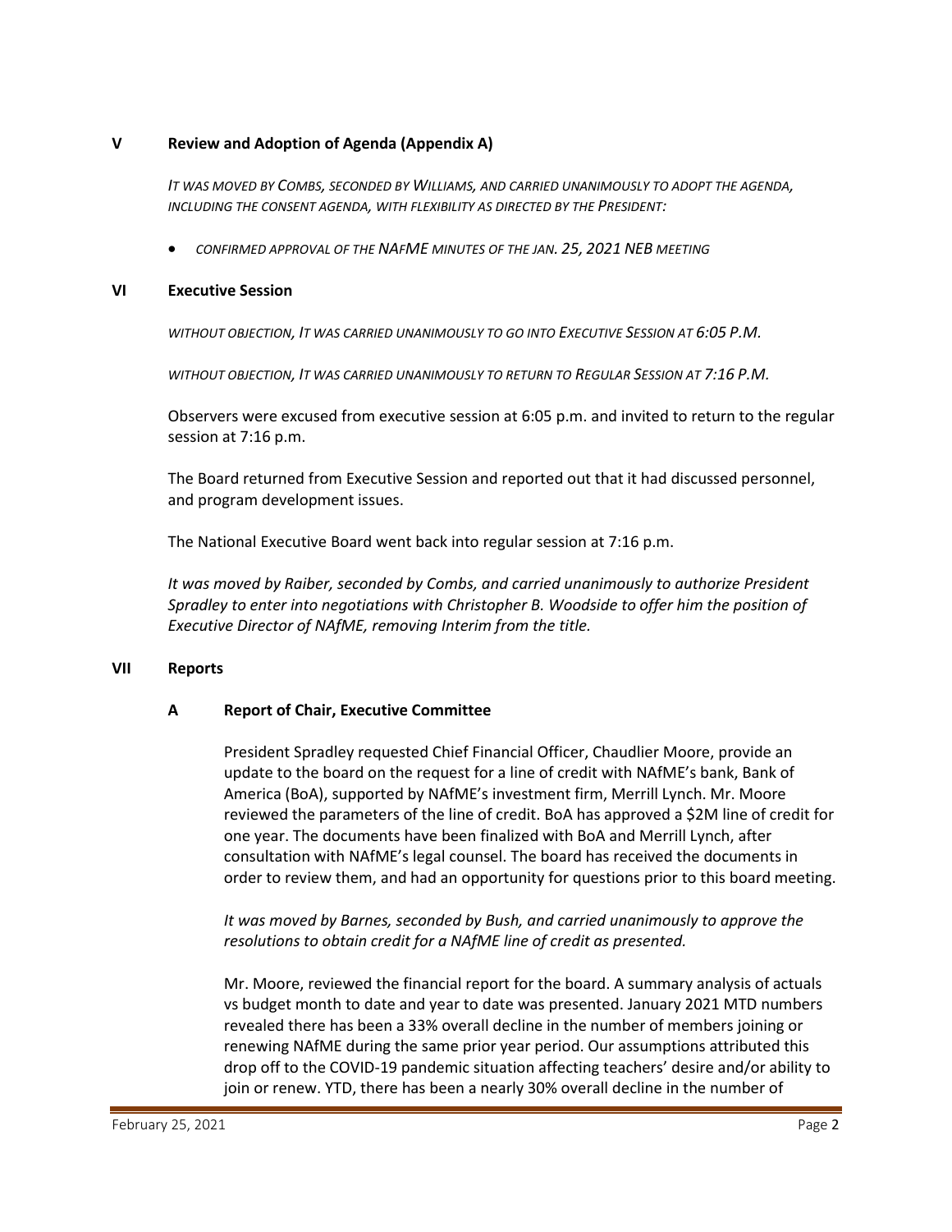## V Review and Adoption of Agenda (Appendix A)

*IT WAS MOVED BY COMBS, SECONDED BY WILLIAMS, AND CARRIED UNANIMOUSLY TO ADOPT THE AGENDA, INCLUDING THE CONSENT AGENDA, WITH FLEXIBILITY AS DIRECTED BY THE PRESIDENT:*

- *CONFIRMED APPROVAL OF THE NAFME MINUTES OF THE JAN. 25, 2021 NEB MEETING*

## VI Executive Session

*WITHOUT OBJECTION, IT WAS CARRIED UNANIMOUSLY TO GO INTO EXECUTIVE SESSION AT 6:05 P.M.*

*WITHOUT OBJECTION, IT WAS CARRIED UNANIMOUSLY TO RETURN TO REGULAR SESSION AT 7:16 P.M.*

Observers were excused from executive session at 6:05 p.m. and invited to return to the regular session at 7:16 p.m.

The Board returned from Executive Session and reported out that it had discussed personnel, and program development issues.

The National Executive Board went back into regular session at 7:16 p.m.

*It was moved by Raiber, seconded by Combs, and carried unanimously to authorize President Spradley to enter into negotiations with Christopher B. Woodside to offer him the position of Executive Director of NAfME, removing Interim from the title.*

## VII Reports

### A Report of Chair, Executive Committee

President Spradley requested Chief Financial Officer, Chaudlier Moore, provide an update to the board on the request for a line of credit with NAfME's bank, Bank of America (BoA), supported by NAfME's investment firm, Merrill Lynch. Mr. Moore reviewed the parameters of the line of credit. BoA has approved a $2M line of credit for one year. The documents have been finalized with BoA and Merrill Lynch, after consultation with NAfME's legal counsel. The board has received the documents in order to review them, and had an opportunity for questions prior to this board meeting.

*It was moved by Barnes, seconded by Bush, and carried unanimously to approve the resolutions to obtain credit for a NAfME line of credit as presented.*

Mr. Moore, reviewed the financial report for the board. A summary analysis of actuals vs budget month to date and year to date was presented. January 2021 MTD numbers revealed there has been a 33% overall decline in the number of members joining or renewing NAfME during the same prior year period. Our assumptions attributed this drop off to the COVID-19 pandemic situation affecting teachers' desire and/or ability to join or renew. YTD, there has been a nearly 30% overall decline in the number of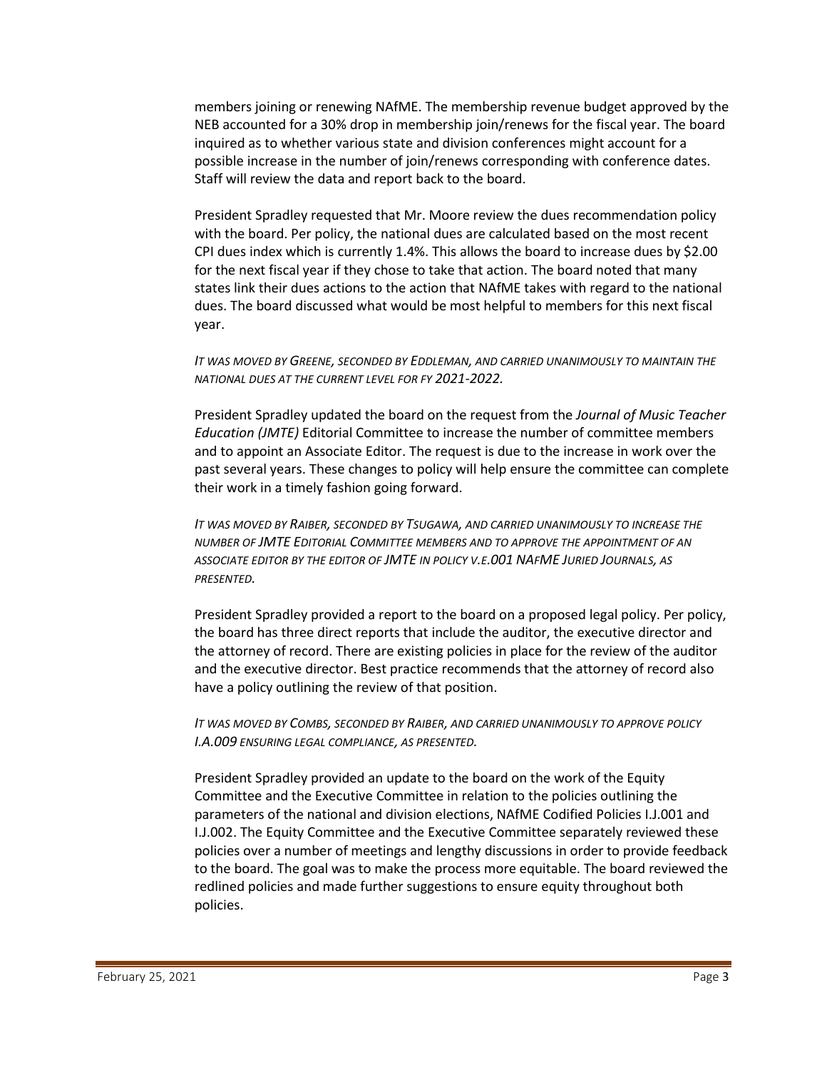members joining or renewing NAfME. The membership revenue budget approved by the NEB accounted for a 30% drop in membership join/renews for the fiscal year. The board inquired as to whether various state and division conferences might account for a possible increase in the number of join/renews corresponding with conference dates. Staff will review the data and report back to the board.

President Spradley requested that Mr. Moore review the dues recommendation policy with the board. Per policy, the national dues are calculated based on the most recent CPI dues index which is currently 1.4%. This allows the board to increase dues by $2.00 for the next fiscal year if they chose to take that action. The board noted that many states link their dues actions to the action that NAfME takes with regard to the national dues. The board discussed what would be most helpful to members for this next fiscal year.

*IT WAS MOVED BY GREENE, SECONDED BY EDDLEMAN, AND CARRIED UNANIMOUSLY TO MAINTAIN THE NATIONAL DUES AT THE CURRENT LEVEL FOR FY 2021-2022.*

President Spradley updated the board on the request from the *Journal of Music Teacher Education (JMTE)* Editorial Committee to increase the number of committee members and to appoint an Associate Editor. The request is due to the increase in work over the past several years. These changes to policy will help ensure the committee can complete their work in a timely fashion going forward.

*IT WAS MOVED BY RAIBER, SECONDED BY TSUGAWA, AND CARRIED UNANIMOUSLY TO INCREASE THE NUMBER OF JMTE EDITORIAL COMMITTEE MEMBERS AND TO APPROVE THE APPOINTMENT OF AN ASSOCIATE EDITOR BY THE EDITOR OF JMTE IN POLICY V.E.001 NAFME JURIED JOURNALS, AS PRESENTED.*

President Spradley provided a report to the board on a proposed legal policy. Per policy, the board has three direct reports that include the auditor, the executive director and the attorney of record. There are existing policies in place for the review of the auditor and the executive director. Best practice recommends that the attorney of record also have a policy outlining the review of that position.

*IT WAS MOVED BY COMBS, SECONDED BY RAIBER, AND CARRIED UNANIMOUSLY TO APPROVE POLICY I.A.009 ENSURING LEGAL COMPLIANCE, AS PRESENTED.*

President Spradley provided an update to the board on the work of the Equity Committee and the Executive Committee in relation to the policies outlining the parameters of the national and division elections, NAfME Codified Policies I.J.001 and I.J.002. The Equity Committee and the Executive Committee separately reviewed these policies over a number of meetings and lengthy discussions in order to provide feedback to the board. The goal was to make the process more equitable. The board reviewed the redlined policies and made further suggestions to ensure equity throughout both policies.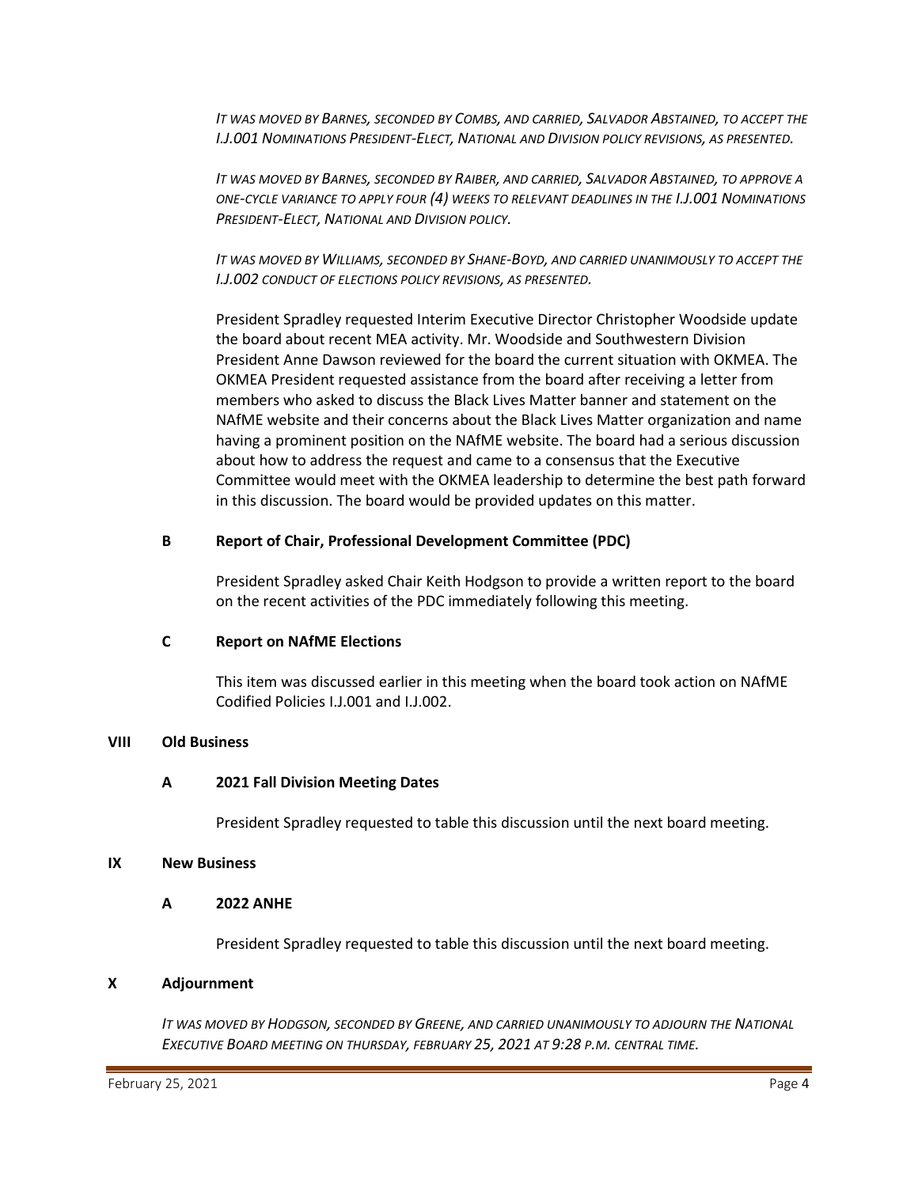*IT WAS MOVED BY BARNES, SECONDED BY COMBS, AND CARRIED, SALVADOR ABSTAINED, TO ACCEPT THE I.J.001 NOMINATIONS PRESIDENT-ELECT, NATIONAL AND DIVISION POLICY REVISIONS, AS PRESENTED.*

*IT WAS MOVED BY BARNES, SECONDED BY RAIBER, AND CARRIED, SALVADOR ABSTAINED, TO APPROVE A ONE-CYCLE VARIANCE TO APPLY FOUR (4) WEEKS TO RELEVANT DEADLINES IN THE I.J.001 NOMINATIONS PRESIDENT-ELECT, NATIONAL AND DIVISION POLICY.*

*IT WAS MOVED BY WILLIAMS, SECONDED BY SHANE-BOYD, AND CARRIED UNANIMOUSLY TO ACCEPT THE I.J.002 CONDUCT OF ELECTIONS POLICY REVISIONS, AS PRESENTED.*

President Spradley requested Interim Executive Director Christopher Woodside update the board about recent MEA activity. Mr. Woodside and Southwestern Division President Anne Dawson reviewed for the board the current situation with OKMEA. The OKMEA President requested assistance from the board after receiving a letter from members who asked to discuss the Black Lives Matter banner and statement on the NAfME website and their concerns about the Black Lives Matter organization and name having a prominent position on the NAfME website. The board had a serious discussion about how to address the request and came to a consensus that the Executive Committee would meet with the OKMEA leadership to determine the best path forward in this discussion. The board would be provided updates on this matter.

### B Report of Chair, Professional Development Committee (PDC)

President Spradley asked Chair Keith Hodgson to provide a written report to the board on the recent activities of the PDC immediately following this meeting.

### C Report on NAfME Elections

This item was discussed earlier in this meeting when the board took action on NAfME Codified Policies I.J.001 and I.J.002.

## VIII Old Business

### A 2021 Fall Division Meeting Dates

President Spradley requested to table this discussion until the next board meeting.

## IX New Business

### A 2022 ANHE

President Spradley requested to table this discussion until the next board meeting.

## X Adjournment

*IT WAS MOVED BY HODGSON, SECONDED BY GREENE, AND CARRIED UNANIMOUSLY TO ADJOURN THE NATIONAL EXECUTIVE BOARD MEETING ON THURSDAY, FEBRUARY 25, 2021 AT 9:28 P.M. CENTRAL TIME.*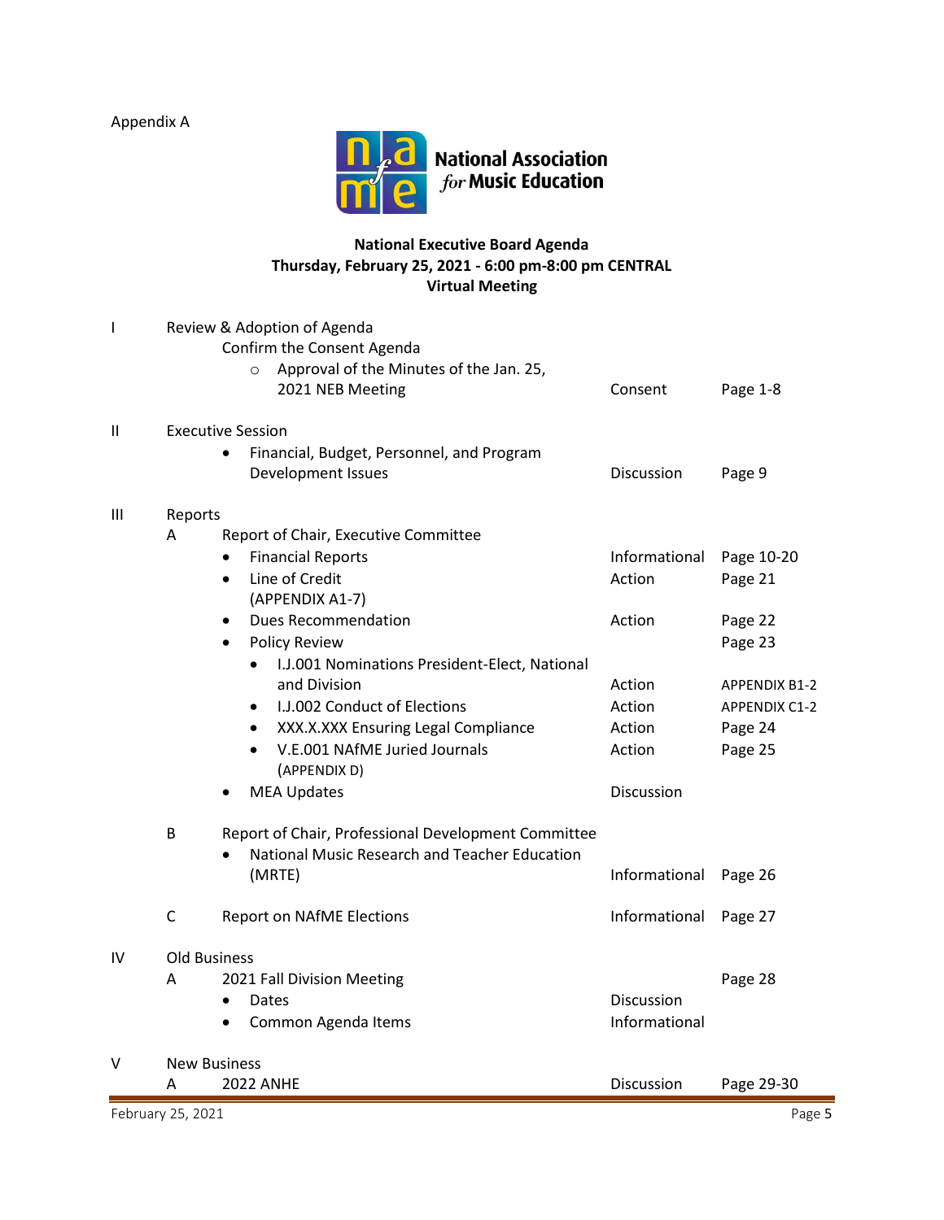Appendix A

National Association for Music Education

**National Executive Board Agenda**
**Thursday, February 25, 2021 - 6:00 pm-8:00 pm CENTRAL**
**Virtual Meeting**

| | | | | |
|---|---|---|---|---|
| I | Review & Adoption of Agenda | | | |
| | | Confirm the Consent Agenda | | |
| | | ○ Approval of the Minutes of the Jan. 25, 2021 NEB Meeting | Consent | Page 1-8 |
| II | Executive Session | | | |
| | | • Financial, Budget, Personnel, and Program Development Issues | Discussion | Page 9 |
| III | Reports | | | |
| | A | Report of Chair, Executive Committee | | |
| | | • Financial Reports | Informational | Page 10-20 |
| | | • Line of Credit (APPENDIX A1-7) | Action | Page 21 |
| | | • Dues Recommendation | Action | Page 22 |
| | | • Policy Review | | Page 23 |
| | | • I.J.001 Nominations President-Elect, National and Division | Action | APPENDIX B1-2 |
| | | • I.J.002 Conduct of Elections | Action | APPENDIX C1-2 |
| | | • XXX.X.XXX Ensuring Legal Compliance | Action | Page 24 |
| | | • V.E.001 NAfME Juried Journals (APPENDIX D) | Action | Page 25 |
| | | • MEA Updates | Discussion | |
| | B | Report of Chair, Professional Development Committee | | |
| | | • National Music Research and Teacher Education (MRTE) | Informational | Page 26 |
| | C | Report on NAfME Elections | Informational | Page 27 |
| IV | Old Business | | | |
| | A | 2021 Fall Division Meeting | | Page 28 |
| | | • Dates | Discussion | |
| | | • Common Agenda Items | Informational | |
| V | New Business | | | |
| | A | 2022 ANHE | Discussion | Page 29-30 |